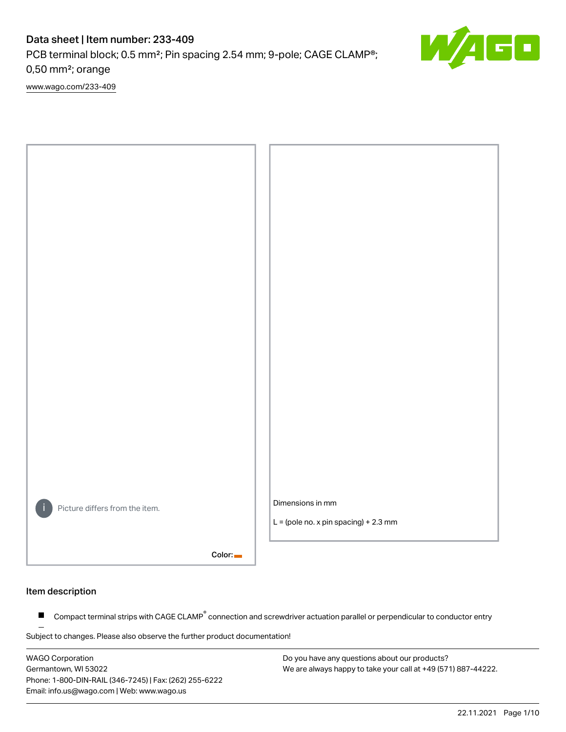# Data sheet | Item number: 233-409

PCB terminal block; 0.5 mm²; Pin spacing 2.54 mm; 9-pole; CAGE CLAMP®; 0,50 mm²; orange

www.wago.com/233-409

Picture differs from the item.

Color:

Dimensions in mm

L = (pole no. x pin spacing) + 2.3 mm

## Item description

- Compact terminal strips with CAGE CLAMP® connection and screwdriver actuation parallel or perpendicular to conductor entry

Subject to changes. Please also observe the further product documentation!

WAGO Corporation
Germantown, WI 53022
Phone: 1-800-DIN-RAIL (346-7245) | Fax: (262) 255-6222
Email: info.us@wago.com | Web: www.wago.us

Do you have any questions about our products?
We are always happy to take your call at +49 (571) 887-44222.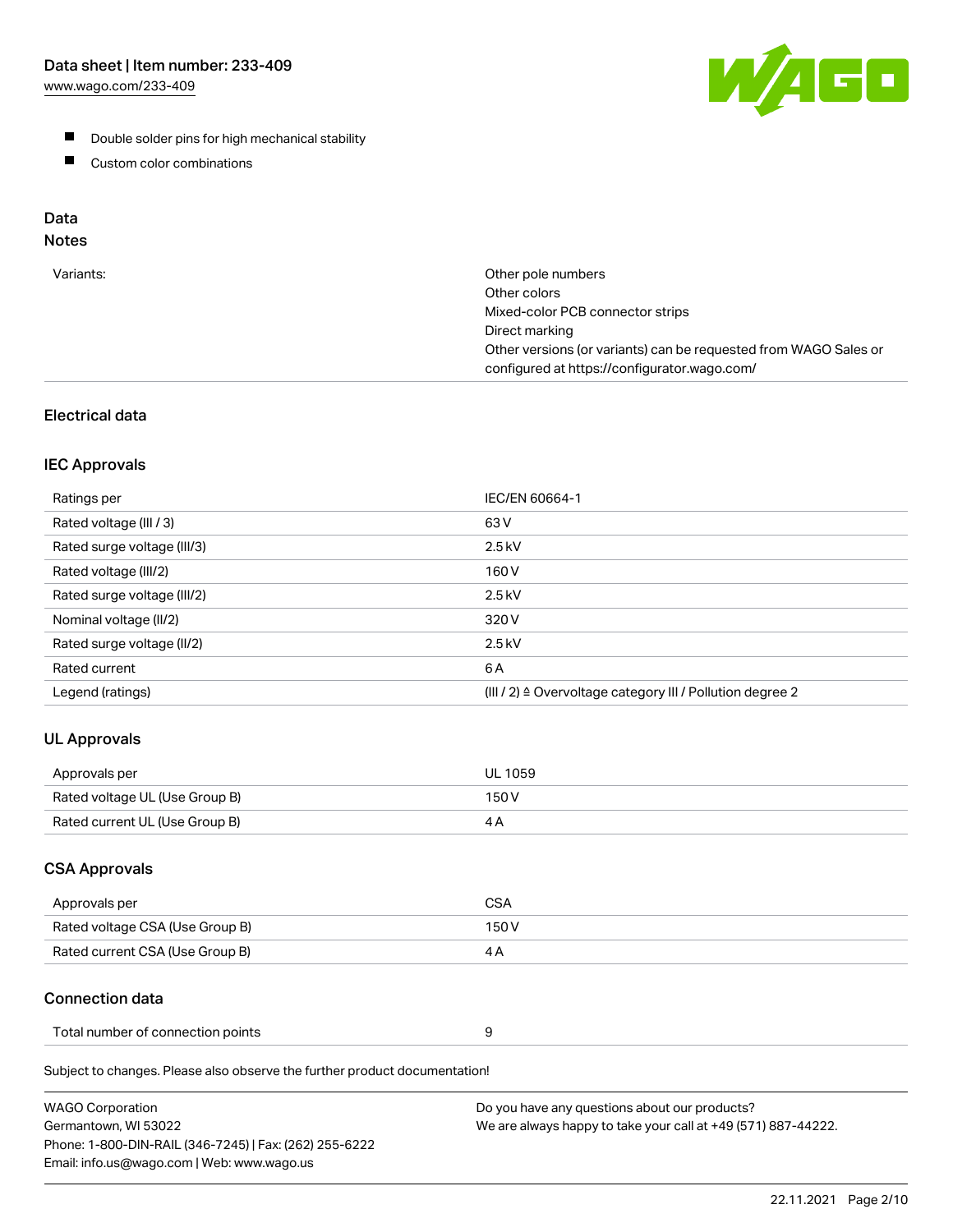- Double solder pins for high mechanical stability
- Custom color combinations

## Data

### Notes

| | |
|---|---|
| Variants: | Other pole numbers<br>Other colors<br>Mixed-color PCB connector strips<br>Direct marking<br>Other versions (or variants) can be requested from WAGO Sales or configured at https://configurator.wago.com/ |

### Electrical data

#### IEC Approvals

| | |
|---|---|
| Ratings per | IEC/EN 60664-1 |
| Rated voltage (III / 3) | 63 V |
| Rated surge voltage (III/3) | 2.5 kV |
| Rated voltage (III/2) | 160 V |
| Rated surge voltage (III/2) | 2.5 kV |
| Nominal voltage (II/2) | 320 V |
| Rated surge voltage (II/2) | 2.5 kV |
| Rated current | 6 A |
| Legend (ratings) | (III / 2) ≙ Overvoltage category III / Pollution degree 2 |

#### UL Approvals

| | |
|---|---|
| Approvals per | UL 1059 |
| Rated voltage UL (Use Group B) | 150 V |
| Rated current UL (Use Group B) | 4 A |

#### CSA Approvals

| | |
|---|---|
| Approvals per | CSA |
| Rated voltage CSA (Use Group B) | 150 V |
| Rated current CSA (Use Group B) | 4 A |

### Connection data

| | |
|---|---|
| Total number of connection points | 9 |

Subject to changes. Please also observe the further product documentation!

WAGO Corporation
Germantown, WI 53022
Phone: 1-800-DIN-RAIL (346-7245) | Fax: (262) 255-6222
Email: info.us@wago.com | Web: www.wago.us

Do you have any questions about our products?
We are always happy to take your call at +49 (571) 887-44222.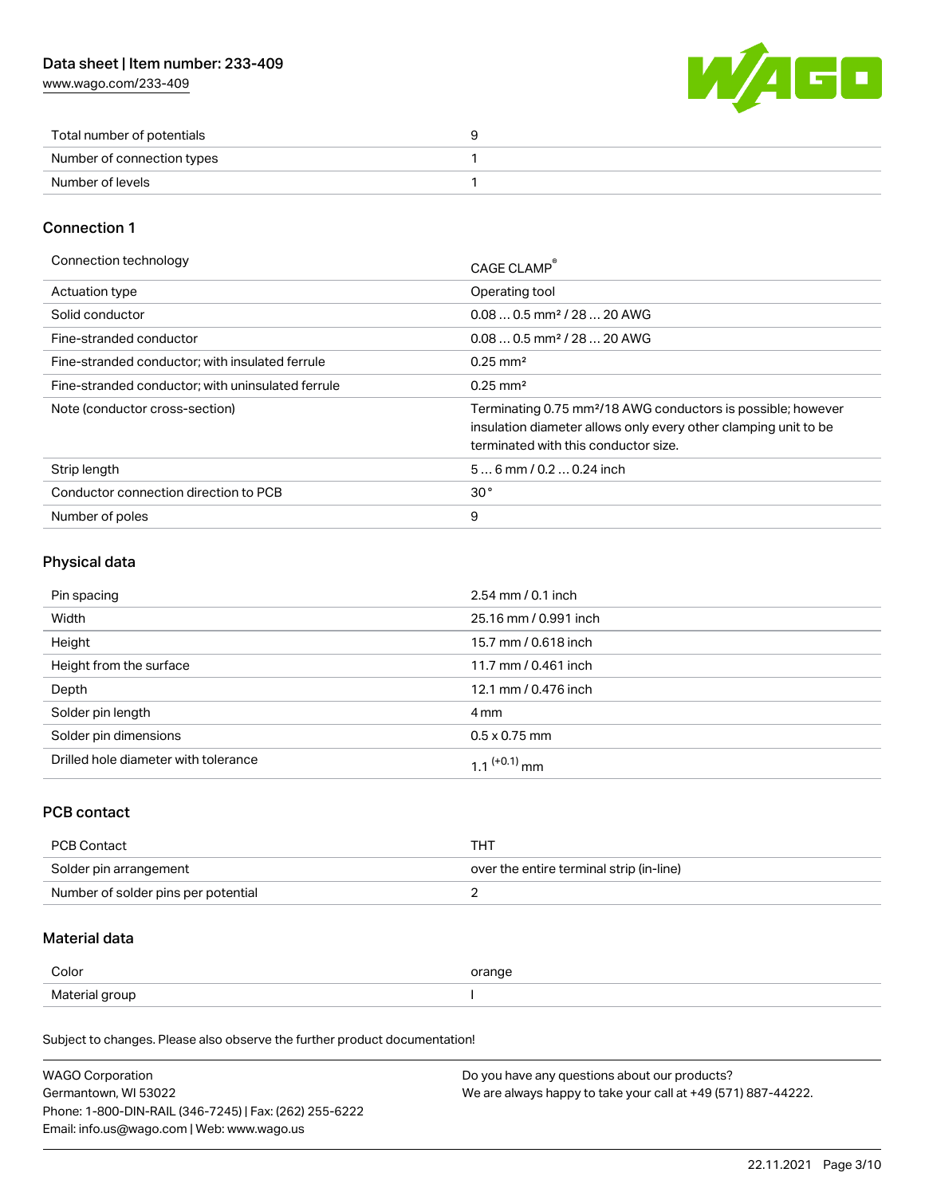| | |
|---|---|
| Total number of potentials | 9 |
| Number of connection types | 1 |
| Number of levels | 1 |

## Connection 1

| | |
|---|---|
| Connection technology | CAGE CLAMP® |
| Actuation type | Operating tool |
| Solid conductor | 0.08 … 0.5 mm² / 28 … 20 AWG |
| Fine-stranded conductor | 0.08 … 0.5 mm² / 28 … 20 AWG |
| Fine-stranded conductor; with insulated ferrule | 0.25 mm² |
| Fine-stranded conductor; with uninsulated ferrule | 0.25 mm² |
| Note (conductor cross-section) | Terminating 0.75 mm²/18 AWG conductors is possible; however insulation diameter allows only every other clamping unit to be terminated with this conductor size. |
| Strip length | 5 … 6 mm / 0.2 … 0.24 inch |
| Conductor connection direction to PCB | 30 ° |
| Number of poles | 9 |

## Physical data

| | |
|---|---|
| Pin spacing | 2.54 mm / 0.1 inch |
| Width | 25.16 mm / 0.991 inch |
| Height | 15.7 mm / 0.618 inch |
| Height from the surface | 11.7 mm / 0.461 inch |
| Depth | 12.1 mm / 0.476 inch |
| Solder pin length | 4 mm |
| Solder pin dimensions | 0.5 x 0.75 mm |
| Drilled hole diameter with tolerance | $1.1^{(+0.1)}$ mm |

## PCB contact

| | |
|---|---|
| PCB Contact | THT |
| Solder pin arrangement | over the entire terminal strip (in-line) |
| Number of solder pins per potential | 2 |

## Material data

| | |
|---|---|
| Color | orange |
| Material group | I |

Subject to changes. Please also observe the further product documentation!

WAGO Corporation
Germantown, WI 53022
Phone: 1-800-DIN-RAIL (346-7245) | Fax: (262) 255-6222
Email: info.us@wago.com | Web: www.wago.us

Do you have any questions about our products?
We are always happy to take your call at +49 (571) 887-44222.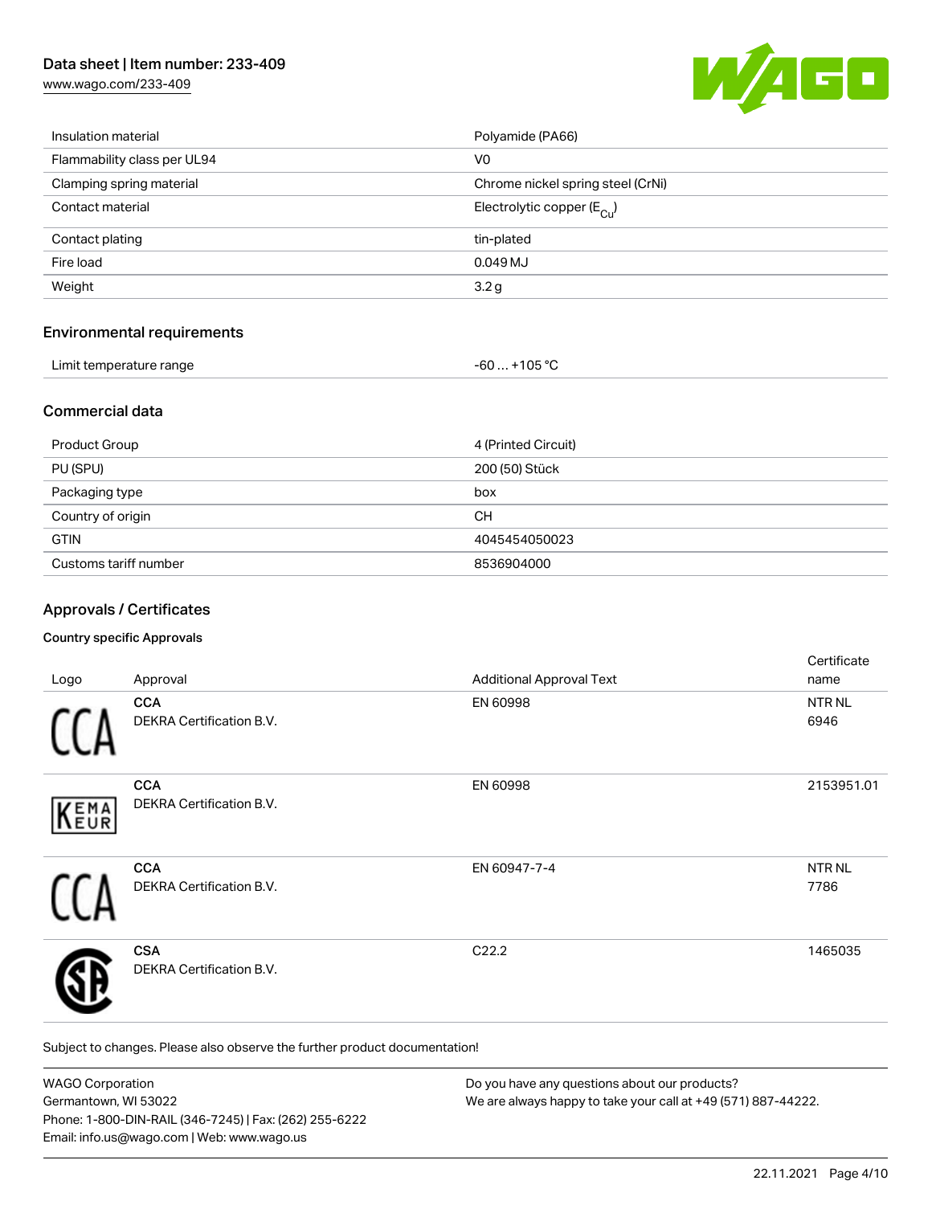| | |
|---|---|
| Insulation material | Polyamide (PA66) |
| Flammability class per UL94 | V0 |
| Clamping spring material | Chrome nickel spring steel (CrNi) |
| Contact material | Electrolytic copper ($E_{Cu}$) |
| Contact plating | tin-plated |
| Fire load | 0.049 MJ |
| Weight | 3.2 g |

## Environmental requirements

| | |
|---|---|
| Limit temperature range | -60 … +105 °C |

## Commercial data

| | |
|---|---|
| Product Group | 4 (Printed Circuit) |
| PU (SPU) | 200 (50) Stück |
| Packaging type | box |
| Country of origin | CH |
| GTIN | 4045454050023 |
| Customs tariff number | 8536904000 |

## Approvals / Certificates

### Country specific Approvals

| Logo | Approval | Additional Approval Text | Certificate name |
|---|---|---|---|
| CCA | **CCA** DEKRA Certification B.V. | EN 60998 | NTR NL 6946 |
| KEMA EUR | **CCA** DEKRA Certification B.V. | EN 60998 | 2153951.01 |
| CCA | **CCA** DEKRA Certification B.V. | EN 60947-7-4 | NTR NL 7786 |
| CSA | **CSA** DEKRA Certification B.V. | C22.2 | 1465035 |

Subject to changes. Please also observe the further product documentation!

WAGO Corporation
Germantown, WI 53022
Phone: 1-800-DIN-RAIL (346-7245) | Fax: (262) 255-6222
Email: info.us@wago.com | Web: www.wago.us

Do you have any questions about our products?
We are always happy to take your call at +49 (571) 887-44222.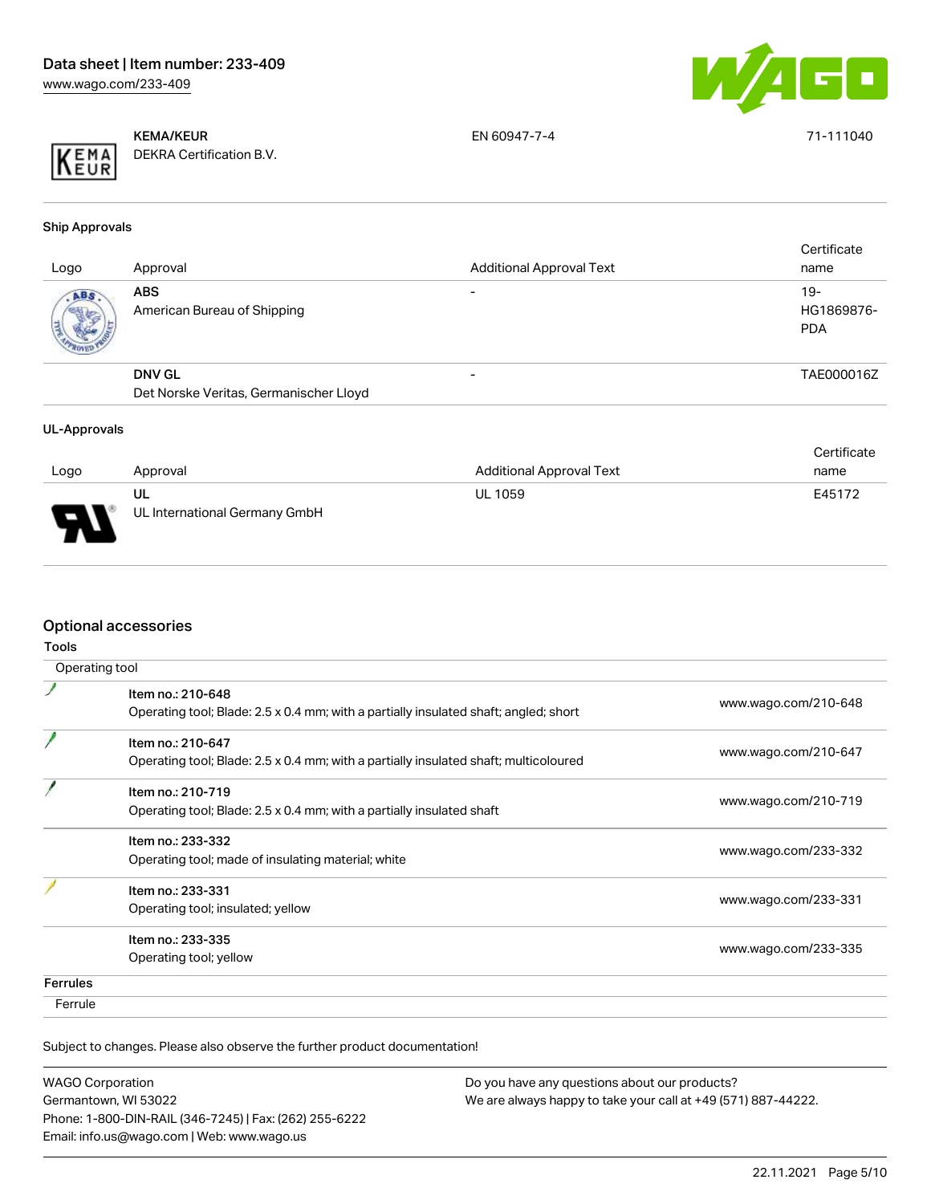| | | | |
|---|---|---|---|
| | **KEMA/KEUR**<br>DEKRA Certification B.V. | EN 60947-7-4 | 71-111040 |

### Ship Approvals

| Logo | Approval | Additional Approval Text | Certificate name |
|---|---|---|---|
| | **ABS**<br>American Bureau of Shipping | - | 19-HG1869876-PDA |
| | **DNV GL**<br>Det Norske Veritas, Germanischer Lloyd | - | TAE000016Z |

### UL-Approvals

| Logo | Approval | Additional Approval Text | Certificate name |
|---|---|---|---|
| | **UL**<br>UL International Germany GmbH | UL 1059 | E45172 |

## Optional accessories

### Tools

Operating tool

| | | |
|---|---|---|
| | Item no.: 210-648<br>Operating tool; Blade: 2.5 x 0.4 mm; with a partially insulated shaft; angled; short | www.wago.com/210-648 |
| | Item no.: 210-647<br>Operating tool; Blade: 2.5 x 0.4 mm; with a partially insulated shaft; multicoloured | www.wago.com/210-647 |
| | Item no.: 210-719<br>Operating tool; Blade: 2.5 x 0.4 mm; with a partially insulated shaft | www.wago.com/210-719 |
| | Item no.: 233-332<br>Operating tool; made of insulating material; white | www.wago.com/233-332 |
| | Item no.: 233-331<br>Operating tool; insulated; yellow | www.wago.com/233-331 |
| | Item no.: 233-335<br>Operating tool; yellow | www.wago.com/233-335 |

### Ferrules

Ferrule

Subject to changes. Please also observe the further product documentation!

WAGO Corporation
Germantown, WI 53022
Phone: 1-800-DIN-RAIL (346-7245) | Fax: (262) 255-6222
Email: info.us@wago.com | Web: www.wago.us

Do you have any questions about our products?
We are always happy to take your call at +49 (571) 887-44222.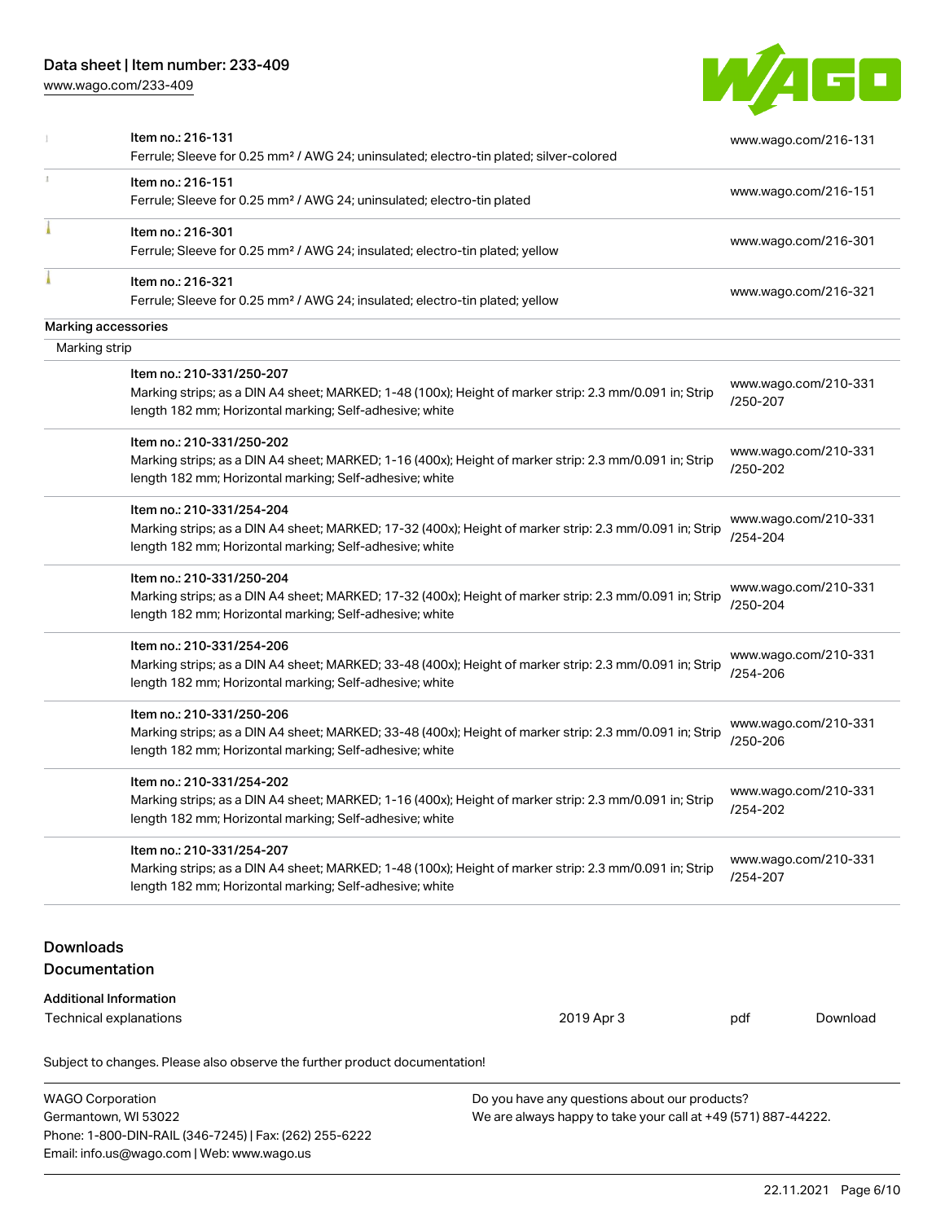| | | |
|---|---|---|
| | Item no.: 216-131<br>Ferrule; Sleeve for 0.25 mm² / AWG 24; uninsulated; electro-tin plated; silver-colored | www.wago.com/216-131 |
| | Item no.: 216-151<br>Ferrule; Sleeve for 0.25 mm² / AWG 24; uninsulated; electro-tin plated | www.wago.com/216-151 |
| | Item no.: 216-301<br>Ferrule; Sleeve for 0.25 mm² / AWG 24; insulated; electro-tin plated; yellow | www.wago.com/216-301 |
| | Item no.: 216-321<br>Ferrule; Sleeve for 0.25 mm² / AWG 24; insulated; electro-tin plated; yellow | www.wago.com/216-321 |

**Marking accessories**

Marking strip

| | | |
|---|---|---|
| | Item no.: 210-331/250-207<br>Marking strips; as a DIN A4 sheet; MARKED; 1-48 (100x); Height of marker strip: 2.3 mm/0.091 in; Strip length 182 mm; Horizontal marking; Self-adhesive; white | www.wago.com/210-331/250-207 |
| | Item no.: 210-331/250-202<br>Marking strips; as a DIN A4 sheet; MARKED; 1-16 (400x); Height of marker strip: 2.3 mm/0.091 in; Strip length 182 mm; Horizontal marking; Self-adhesive; white | www.wago.com/210-331/250-202 |
| | Item no.: 210-331/254-204<br>Marking strips; as a DIN A4 sheet; MARKED; 17-32 (400x); Height of marker strip: 2.3 mm/0.091 in; Strip length 182 mm; Horizontal marking; Self-adhesive; white | www.wago.com/210-331/254-204 |
| | Item no.: 210-331/250-204<br>Marking strips; as a DIN A4 sheet; MARKED; 17-32 (400x); Height of marker strip: 2.3 mm/0.091 in; Strip length 182 mm; Horizontal marking; Self-adhesive; white | www.wago.com/210-331/250-204 |
| | Item no.: 210-331/254-206<br>Marking strips; as a DIN A4 sheet; MARKED; 33-48 (400x); Height of marker strip: 2.3 mm/0.091 in; Strip length 182 mm; Horizontal marking; Self-adhesive; white | www.wago.com/210-331/254-206 |
| | Item no.: 210-331/250-206<br>Marking strips; as a DIN A4 sheet; MARKED; 33-48 (400x); Height of marker strip: 2.3 mm/0.091 in; Strip length 182 mm; Horizontal marking; Self-adhesive; white | www.wago.com/210-331/250-206 |
| | Item no.: 210-331/254-202<br>Marking strips; as a DIN A4 sheet; MARKED; 1-16 (400x); Height of marker strip: 2.3 mm/0.091 in; Strip length 182 mm; Horizontal marking; Self-adhesive; white | www.wago.com/210-331/254-202 |
| | Item no.: 210-331/254-207<br>Marking strips; as a DIN A4 sheet; MARKED; 1-48 (100x); Height of marker strip: 2.3 mm/0.091 in; Strip length 182 mm; Horizontal marking; Self-adhesive; white | www.wago.com/210-331/254-207 |

## Downloads

## Documentation

**Additional Information**

| | | | |
|---|---|---|---|
| Technical explanations | 2019 Apr 3 | pdf | Download |

Subject to changes. Please also observe the further product documentation!

WAGO Corporation
Germantown, WI 53022
Phone: 1-800-DIN-RAIL (346-7245) | Fax: (262) 255-6222
Email: info.us@wago.com | Web: www.wago.us

Do you have any questions about our products?
We are always happy to take your call at +49 (571) 887-44222.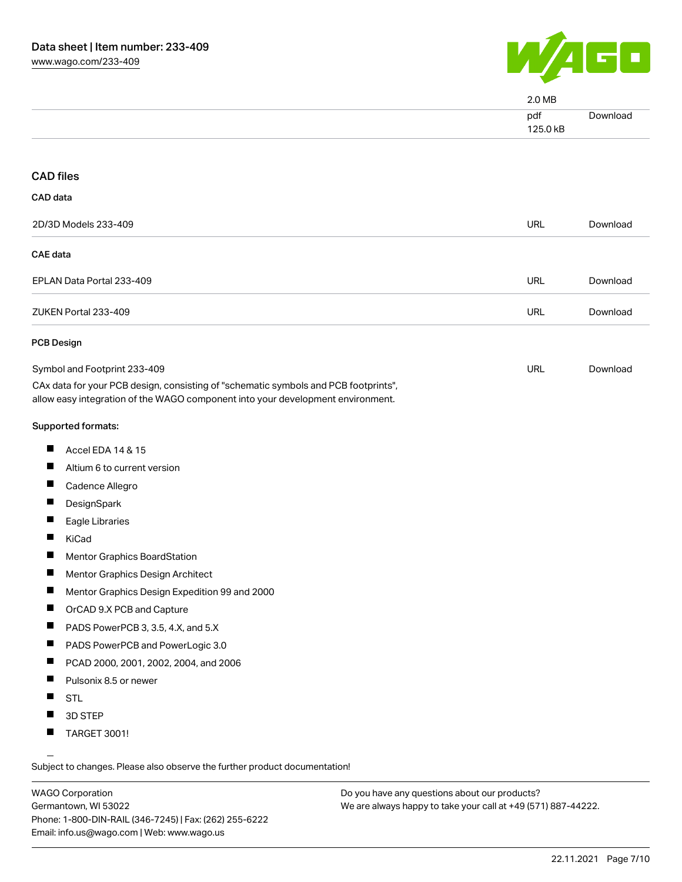| | | |
|---|---|---|
| | 2.0 MB | |
| | pdf<br>125.0 kB | Download |

## CAD files

### CAD data

| | | |
|---|---|---|
| 2D/3D Models 233-409 | URL | Download |

### CAE data

| | | |
|---|---|---|
| EPLAN Data Portal 233-409 | URL | Download |
| ZUKEN Portal 233-409 | URL | Download |

### PCB Design

| | | |
|---|---|---|
| Symbol and Footprint 233-409 | URL | Download |

CAx data for your PCB design, consisting of "schematic symbols and PCB footprints", allow easy integration of the WAGO component into your development environment.

**Supported formats:**

- Accel EDA 14 & 15
- Altium 6 to current version
- Cadence Allegro
- DesignSpark
- Eagle Libraries
- KiCad
- Mentor Graphics BoardStation
- Mentor Graphics Design Architect
- Mentor Graphics Design Expedition 99 and 2000
- OrCAD 9.X PCB and Capture
- PADS PowerPCB 3, 3.5, 4.X, and 5.X
- PADS PowerPCB and PowerLogic 3.0
- PCAD 2000, 2001, 2002, 2004, and 2006
- Pulsonix 8.5 or newer
- STL
- 3D STEP
- TARGET 3001!

Subject to changes. Please also observe the further product documentation!

WAGO Corporation
Germantown, WI 53022
Phone: 1-800-DIN-RAIL (346-7245) | Fax: (262) 255-6222
Email: info.us@wago.com | Web: www.wago.us

Do you have any questions about our products?
We are always happy to take your call at +49 (571) 887-44222.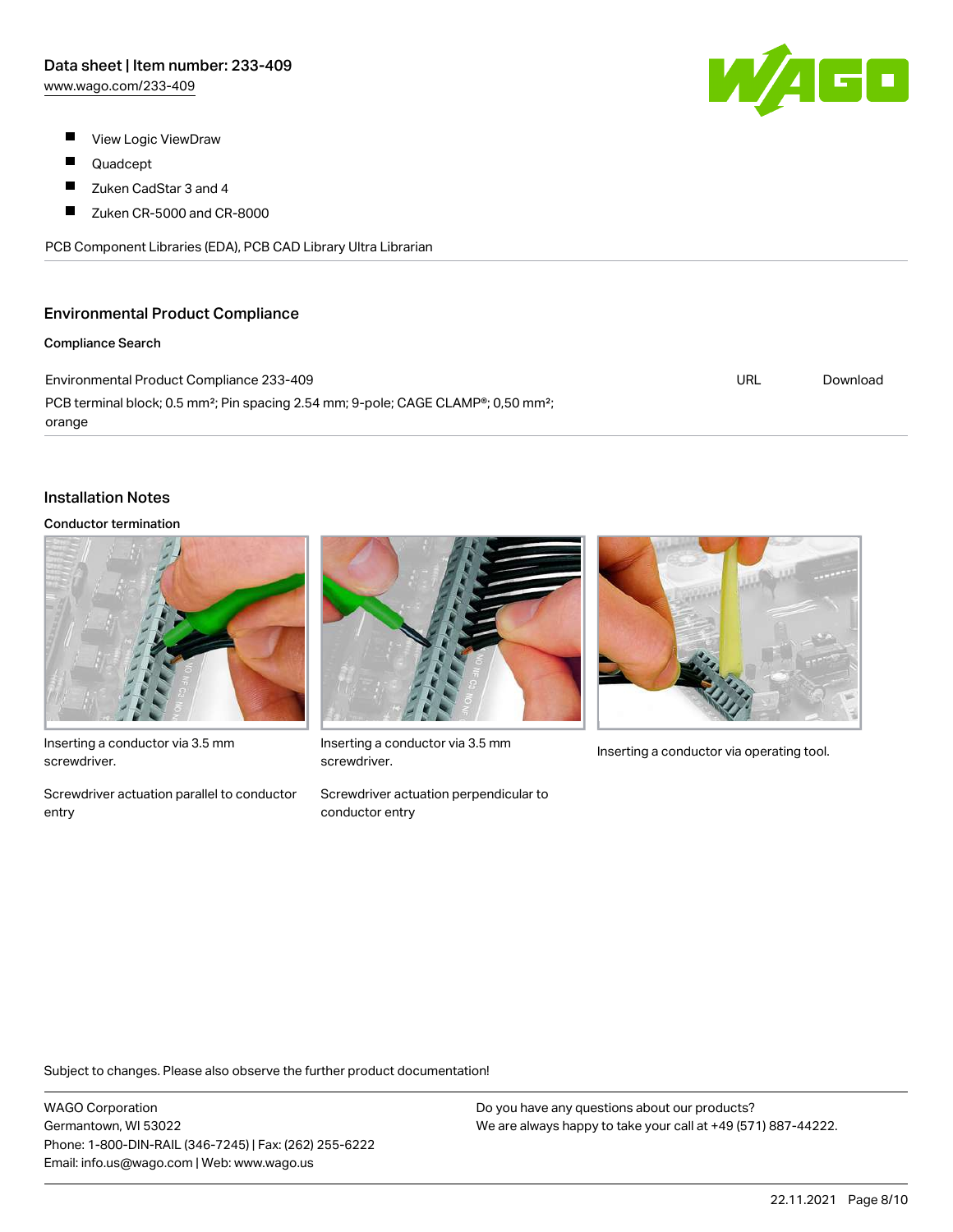- View Logic ViewDraw
- Quadcept
- Zuken CadStar 3 and 4
- Zuken CR-5000 and CR-8000

PCB Component Libraries (EDA), PCB CAD Library Ultra Librarian

## Environmental Product Compliance

### Compliance Search

| | | |
|---|---|---|
| Environmental Product Compliance 233-409<br>PCB terminal block; 0.5 mm²; Pin spacing 2.54 mm; 9-pole; CAGE CLAMP®; 0,50 mm²; orange | URL | Download |

## Installation Notes

### Conductor termination

Inserting a conductor via 3.5 mm screwdriver.

Screwdriver actuation parallel to conductor entry

Inserting a conductor via 3.5 mm screwdriver.

Screwdriver actuation perpendicular to conductor entry

Inserting a conductor via operating tool.

Subject to changes. Please also observe the further product documentation!

WAGO Corporation
Germantown, WI 53022
Phone: 1-800-DIN-RAIL (346-7245) | Fax: (262) 255-6222
Email: info.us@wago.com | Web: www.wago.us

Do you have any questions about our products?
We are always happy to take your call at +49 (571) 887-44222.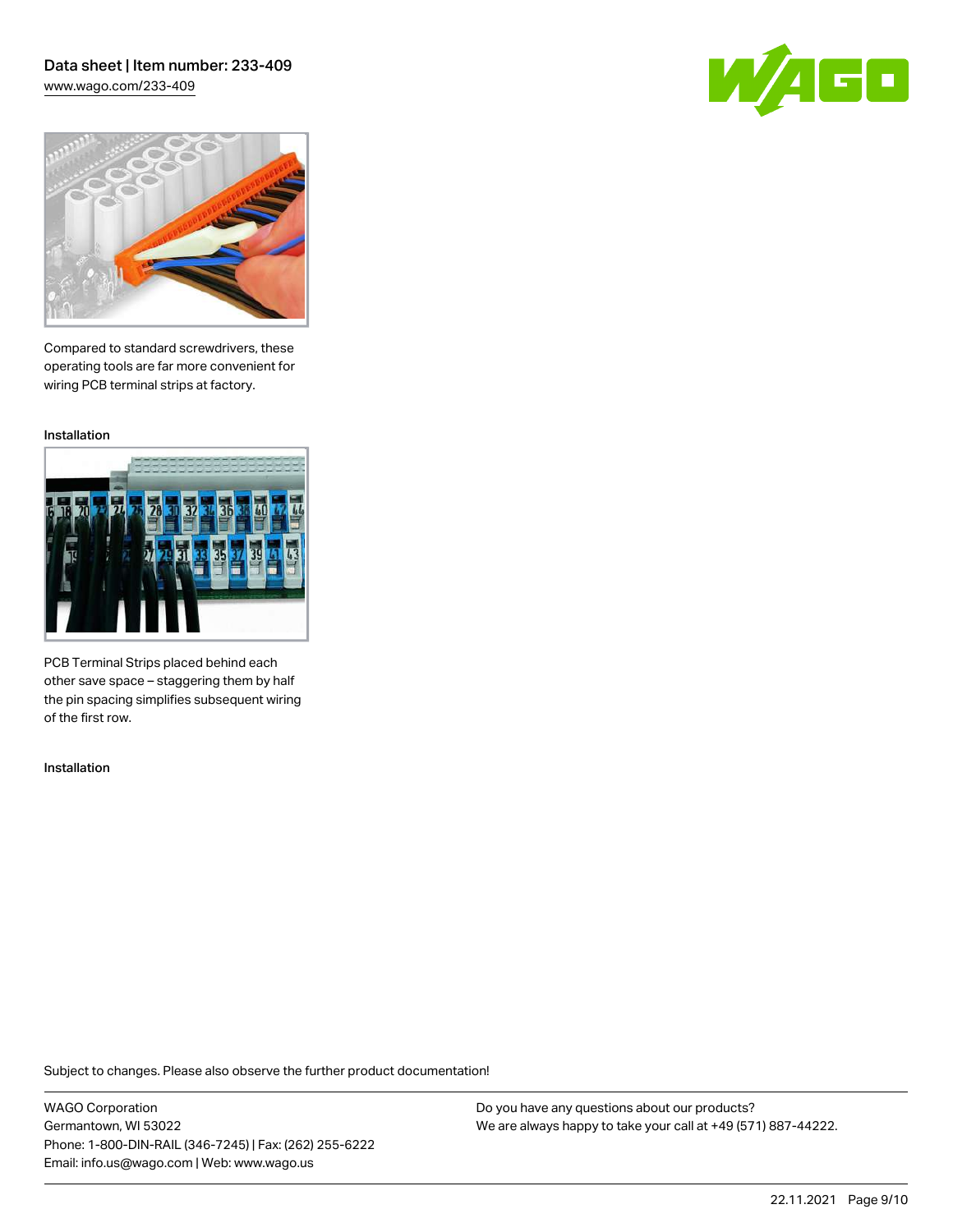Compared to standard screwdrivers, these operating tools are far more convenient for wiring PCB terminal strips at factory.

Installation

PCB Terminal Strips placed behind each other save space – staggering them by half the pin spacing simplifies subsequent wiring of the first row.

Installation

Subject to changes. Please also observe the further product documentation!

WAGO Corporation
Germantown, WI 53022
Phone: 1-800-DIN-RAIL (346-7245) | Fax: (262) 255-6222
Email: info.us@wago.com | Web: www.wago.us

Do you have any questions about our products?
We are always happy to take your call at +49 (571) 887-44222.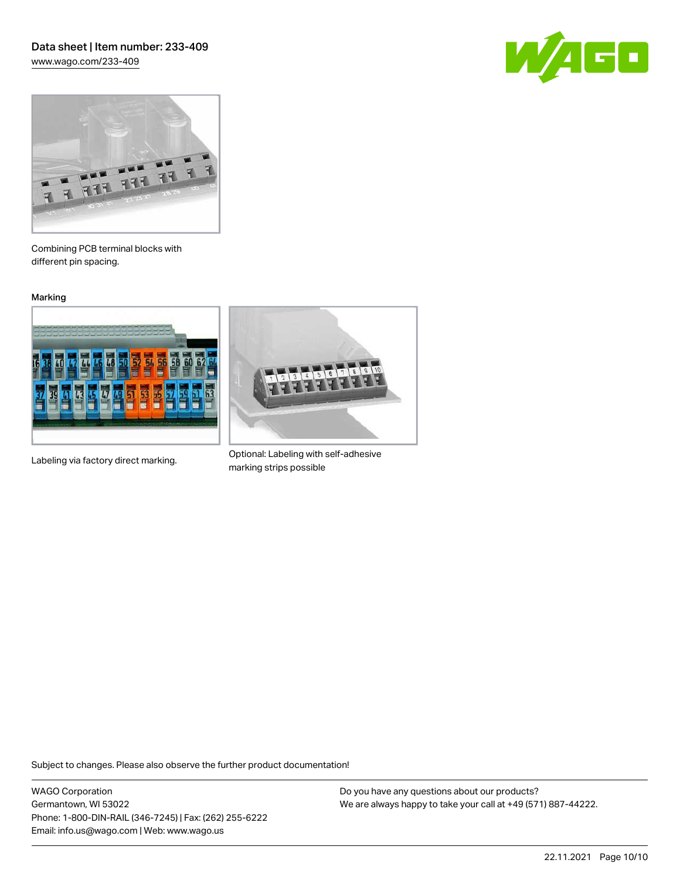Combining PCB terminal blocks with different pin spacing.

Marking

Labeling via factory direct marking.

Optional: Labeling with self-adhesive marking strips possible

Subject to changes. Please also observe the further product documentation!

WAGO Corporation
Germantown, WI 53022
Phone: 1-800-DIN-RAIL (346-7245) | Fax: (262) 255-6222
Email: info.us@wago.com | Web: www.wago.us

Do you have any questions about our products?
We are always happy to take your call at +49 (571) 887-44222.